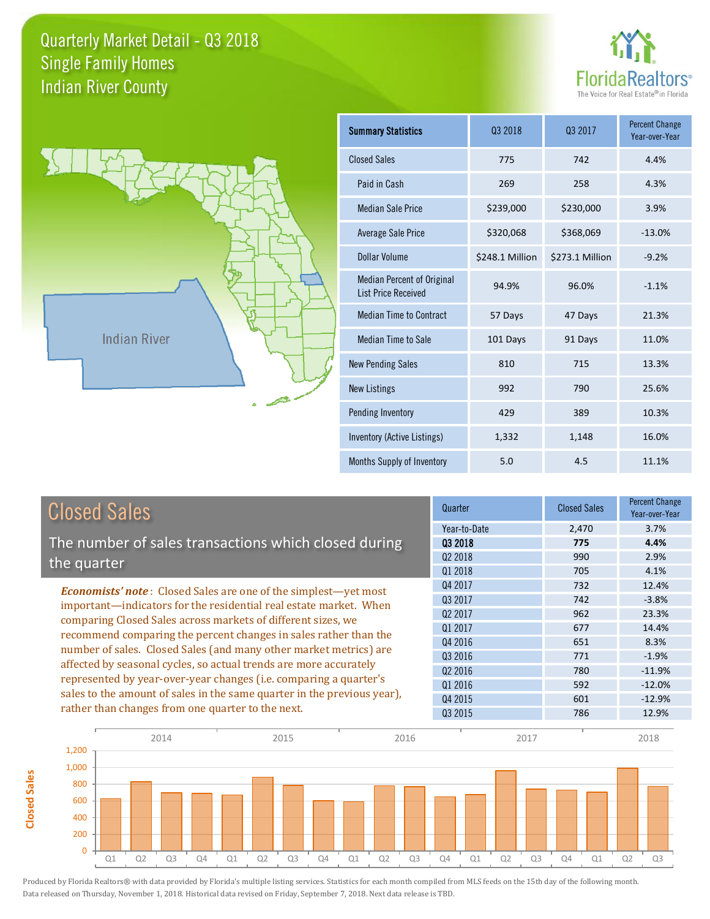# Quarterly Market Detail - Q3 2018
## Single Family Homes
## Indian River County

FloridaRealtors®
The Voice for Real Estate® in Florida

Indian River

| Summary Statistics | Q3 2018 | Q3 2017 | Percent Change Year-over-Year |
|---|---|---|---|
| Closed Sales | 775 | 742 | 4.4% |
| Paid in Cash | 269 | 258 | 4.3% |
| Median Sale Price | $239,000 | $230,000 | 3.9% |
| Average Sale Price | $320,068 | $368,069 | -13.0% |
| Dollar Volume | $248.1 Million | $273.1 Million | -9.2% |
| Median Percent of Original List Price Received | 94.9% | 96.0% | -1.1% |
| Median Time to Contract | 57 Days | 47 Days | 21.3% |
| Median Time to Sale | 101 Days | 91 Days | 11.0% |
| New Pending Sales | 810 | 715 | 13.3% |
| New Listings | 992 | 790 | 25.6% |
| Pending Inventory | 429 | 389 | 10.3% |
| Inventory (Active Listings) | 1,332 | 1,148 | 16.0% |
| Months Supply of Inventory | 5.0 | 4.5 | 11.1% |

## Closed Sales

The number of sales transactions which closed during the quarter

***Economists' note***: Closed Sales are one of the simplest—yet most important—indicators for the residential real estate market. When comparing Closed Sales across markets of different sizes, we recommend comparing the percent changes in sales rather than the number of sales. Closed Sales (and many other market metrics) are affected by seasonal cycles, so actual trends are more accurately represented by year-over-year changes (i.e. comparing a quarter's sales to the amount of sales in the same quarter in the previous year), rather than changes from one quarter to the next.

| Quarter | Closed Sales | Percent Change Year-over-Year |
|---|---|---|
| Year-to-Date | 2,470 | 3.7% |
| **Q3 2018** | **775** | **4.4%** |
| Q2 2018 | 990 | 2.9% |
| Q1 2018 | 705 | 4.1% |
| Q4 2017 | 732 | 12.4% |
| Q3 2017 | 742 | -3.8% |
| Q2 2017 | 962 | 23.3% |
| Q1 2017 | 677 | 14.4% |
| Q4 2016 | 651 | 8.3% |
| Q3 2016 | 771 | -1.9% |
| Q2 2016 | 780 | -11.9% |
| Q1 2016 | 592 | -12.0% |
| Q4 2015 | 601 | -12.9% |
| Q3 2015 | 786 | 12.9% |

Produced by Florida Realtors® with data provided by Florida's multiple listing services. Statistics for each month compiled from MLS feeds on the 15th day of the following month. Data released on Thursday, November 1, 2018. Historical data revised on Friday, September 7, 2018. Next data release is TBD.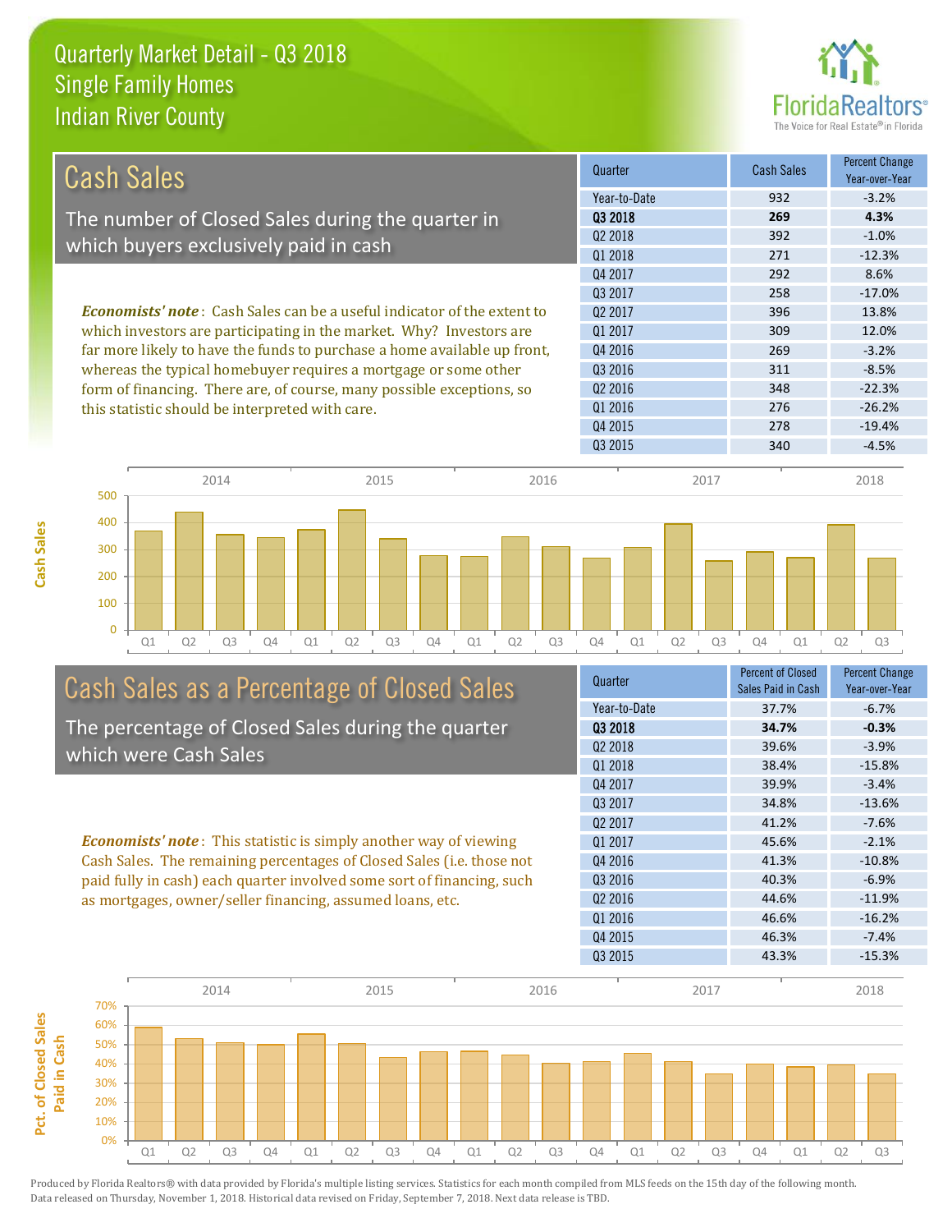# Quarterly Market Detail - Q3 2018
## Single Family Homes
## Indian River County

## Cash Sales

The number of Closed Sales during the quarter in which buyers exclusively paid in cash

***Economists' note***: Cash Sales can be a useful indicator of the extent to which investors are participating in the market. Why? Investors are far more likely to have the funds to purchase a home available up front, whereas the typical homebuyer requires a mortgage or some other form of financing. There are, of course, many possible exceptions, so this statistic should be interpreted with care.

| Quarter | Cash Sales | Percent Change Year-over-Year |
|---|---|---|
| Year-to-Date | 932 | -3.2% |
| **Q3 2018** | **269** | **4.3%** |
| Q2 2018 | 392 | -1.0% |
| Q1 2018 | 271 | -12.3% |
| Q4 2017 | 292 | 8.6% |
| Q3 2017 | 258 | -17.0% |
| Q2 2017 | 396 | 13.8% |
| Q1 2017 | 309 | 12.0% |
| Q4 2016 | 269 | -3.2% |
| Q3 2016 | 311 | -8.5% |
| Q2 2016 | 348 | -22.3% |
| Q1 2016 | 276 | -26.2% |
| Q4 2015 | 278 | -19.4% |
| Q3 2015 | 340 | -4.5% |

## Cash Sales as a Percentage of Closed Sales

The percentage of Closed Sales during the quarter which were Cash Sales

***Economists' note***: This statistic is simply another way of viewing Cash Sales. The remaining percentages of Closed Sales (i.e. those not paid fully in cash) each quarter involved some sort of financing, such as mortgages, owner/seller financing, assumed loans, etc.

| Quarter | Percent of Closed Sales Paid in Cash | Percent Change Year-over-Year |
|---|---|---|
| Year-to-Date | 37.7% | -6.7% |
| **Q3 2018** | **34.7%** | **-0.3%** |
| Q2 2018 | 39.6% | -3.9% |
| Q1 2018 | 38.4% | -15.8% |
| Q4 2017 | 39.9% | -3.4% |
| Q3 2017 | 34.8% | -13.6% |
| Q2 2017 | 41.2% | -7.6% |
| Q1 2017 | 45.6% | -2.1% |
| Q4 2016 | 41.3% | -10.8% |
| Q3 2016 | 40.3% | -6.9% |
| Q2 2016 | 44.6% | -11.9% |
| Q1 2016 | 46.6% | -16.2% |
| Q4 2015 | 46.3% | -7.4% |
| Q3 2015 | 43.3% | -15.3% |

Produced by Florida Realtors® with data provided by Florida's multiple listing services. Statistics for each month compiled from MLS feeds on the 15th day of the following month. Data released on Thursday, November 1, 2018. Historical data revised on Friday, September 7, 2018. Next data release is TBD.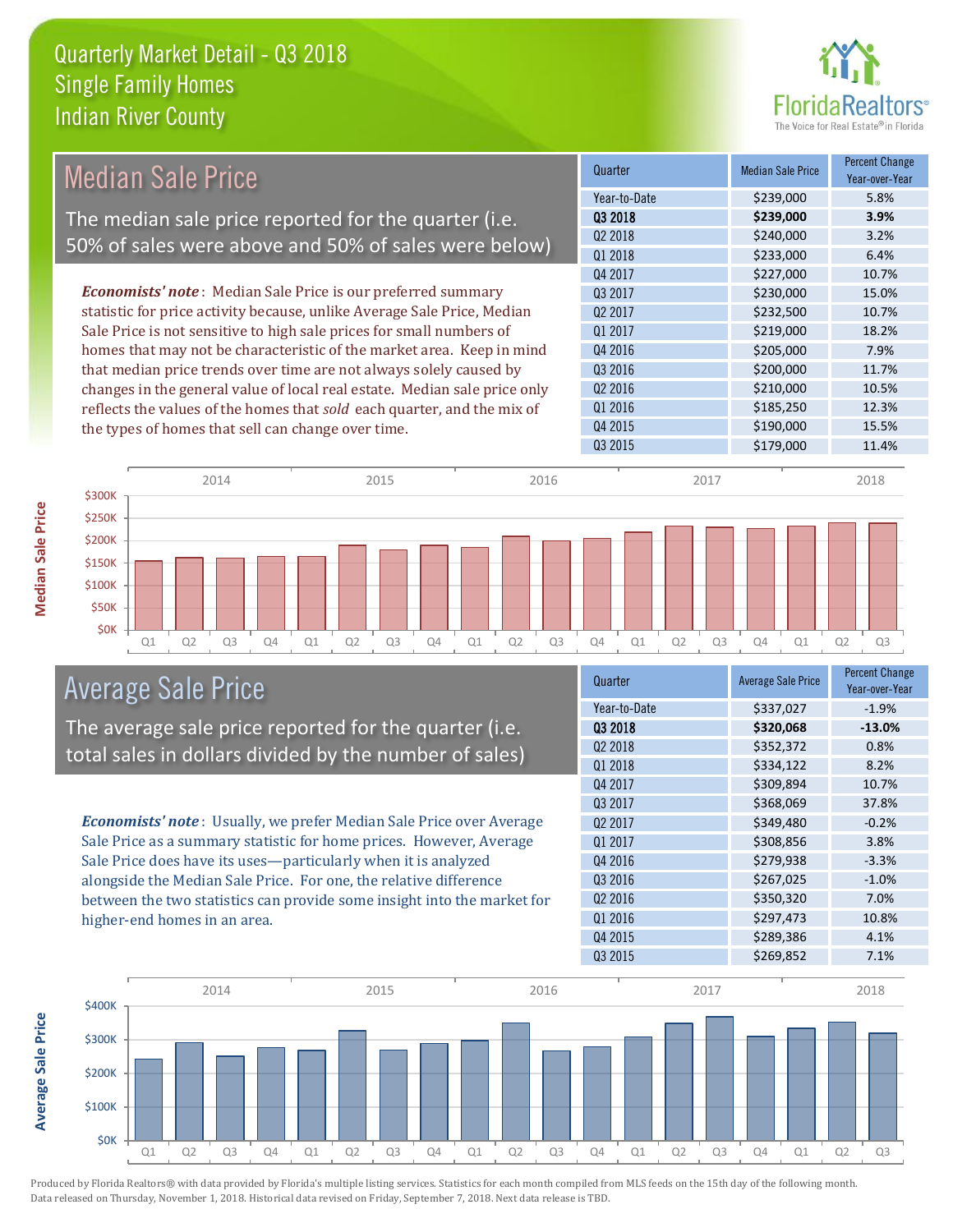# Quarterly Market Detail - Q3 2018
## Single Family Homes
## Indian River County

## Median Sale Price

The median sale price reported for the quarter (i.e. 50% of sales were above and 50% of sales were below)

*Economists' note*: Median Sale Price is our preferred summary statistic for price activity because, unlike Average Sale Price, Median Sale Price is not sensitive to high sale prices for small numbers of homes that may not be characteristic of the market area. Keep in mind that median price trends over time are not always solely caused by changes in the general value of local real estate. Median sale price only reflects the values of the homes that *sold* each quarter, and the mix of the types of homes that sell can change over time.

| Quarter | Median Sale Price | Percent Change Year-over-Year |
|---|---|---|
| Year-to-Date | $239,000 | 5.8% |
| **Q3 2018** | **$239,000** | **3.9%** |
| Q2 2018 | $240,000 | 3.2% |
| Q1 2018 | $233,000 | 6.4% |
| Q4 2017 | $227,000 | 10.7% |
| Q3 2017 | $230,000 | 15.0% |
| Q2 2017 | $232,500 | 10.7% |
| Q1 2017 | $219,000 | 18.2% |
| Q4 2016 | $205,000 | 7.9% |
| Q3 2016 | $200,000 | 11.7% |
| Q2 2016 | $210,000 | 10.5% |
| Q1 2016 | $185,250 | 12.3% |
| Q4 2015 | $190,000 | 15.5% |
| Q3 2015 | $179,000 | 11.4% |

## Average Sale Price

The average sale price reported for the quarter (i.e. total sales in dollars divided by the number of sales)

*Economists' note*: Usually, we prefer Median Sale Price over Average Sale Price as a summary statistic for home prices. However, Average Sale Price does have its uses—particularly when it is analyzed alongside the Median Sale Price. For one, the relative difference between the two statistics can provide some insight into the market for higher-end homes in an area.

| Quarter | Average Sale Price | Percent Change Year-over-Year |
|---|---|---|
| Year-to-Date | $337,027 | -1.9% |
| **Q3 2018** | **$320,068** | **-13.0%** |
| Q2 2018 | $352,372 | 0.8% |
| Q1 2018 | $334,122 | 8.2% |
| Q4 2017 | $309,894 | 10.7% |
| Q3 2017 | $368,069 | 37.8% |
| Q2 2017 | $349,480 | -0.2% |
| Q1 2017 | $308,856 | 3.8% |
| Q4 2016 | $279,938 | -3.3% |
| Q3 2016 | $267,025 | -1.0% |
| Q2 2016 | $350,320 | 7.0% |
| Q1 2016 | $297,473 | 10.8% |
| Q4 2015 | $289,386 | 4.1% |
| Q3 2015 | $269,852 | 7.1% |

Produced by Florida Realtors® with data provided by Florida's multiple listing services. Statistics for each month compiled from MLS feeds on the 15th day of the following month. Data released on Thursday, November 1, 2018. Historical data revised on Friday, September 7, 2018. Next data release is TBD.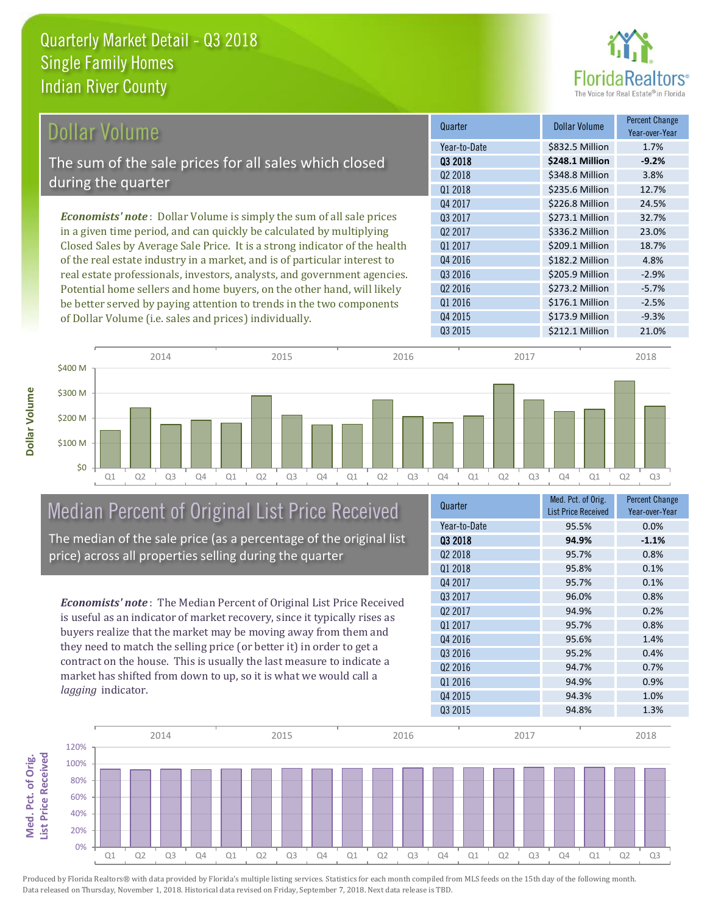# Quarterly Market Detail - Q3 2018
## Single Family Homes
## Indian River County

## Dollar Volume

The sum of the sale prices for all sales which closed during the quarter

*Economists' note*: Dollar Volume is simply the sum of all sale prices in a given time period, and can quickly be calculated by multiplying Closed Sales by Average Sale Price. It is a strong indicator of the health of the real estate industry in a market, and is of particular interest to real estate professionals, investors, analysts, and government agencies. Potential home sellers and home buyers, on the other hand, will likely be better served by paying attention to trends in the two components of Dollar Volume (i.e. sales and prices) individually.

| Quarter | Dollar Volume | Percent Change Year-over-Year |
| --- | --- | --- |
| Year-to-Date | $832.5 Million | 1.7% |
| **Q3 2018** | **$248.1 Million** | **-9.2%** |
| Q2 2018 | $348.8 Million | 3.8% |
| Q1 2018 | $235.6 Million | 12.7% |
| Q4 2017 | $226.8 Million | 24.5% |
| Q3 2017 | $273.1 Million | 32.7% |
| Q2 2017 | $336.2 Million | 23.0% |
| Q1 2017 | $209.1 Million | 18.7% |
| Q4 2016 | $182.2 Million | 4.8% |
| Q3 2016 | $205.9 Million | -2.9% |
| Q2 2016 | $273.2 Million | -5.7% |
| Q1 2016 | $176.1 Million | -2.5% |
| Q4 2015 | $173.9 Million | -9.3% |
| Q3 2015 | $212.1 Million | 21.0% |

## Median Percent of Original List Price Received

The median of the sale price (as a percentage of the original list price) across all properties selling during the quarter

*Economists' note*: The Median Percent of Original List Price Received is useful as an indicator of market recovery, since it typically rises as buyers realize that the market may be moving away from them and they need to match the selling price (or better it) in order to get a contract on the house. This is usually the last measure to indicate a market has shifted from down to up, so it is what we would call a *lagging* indicator.

| Quarter | Med. Pct. of Orig. List Price Received | Percent Change Year-over-Year |
| --- | --- | --- |
| Year-to-Date | 95.5% | 0.0% |
| **Q3 2018** | **94.9%** | **-1.1%** |
| Q2 2018 | 95.7% | 0.8% |
| Q1 2018 | 95.8% | 0.1% |
| Q4 2017 | 95.7% | 0.1% |
| Q3 2017 | 96.0% | 0.8% |
| Q2 2017 | 94.9% | 0.2% |
| Q1 2017 | 95.7% | 0.8% |
| Q4 2016 | 95.6% | 1.4% |
| Q3 2016 | 95.2% | 0.4% |
| Q2 2016 | 94.7% | 0.7% |
| Q1 2016 | 94.9% | 0.9% |
| Q4 2015 | 94.3% | 1.0% |
| Q3 2015 | 94.8% | 1.3% |

Produced by Florida Realtors® with data provided by Florida's multiple listing services. Statistics for each month compiled from MLS feeds on the 15th day of the following month. Data released on Thursday, November 1, 2018. Historical data revised on Friday, September 7, 2018. Next data release is TBD.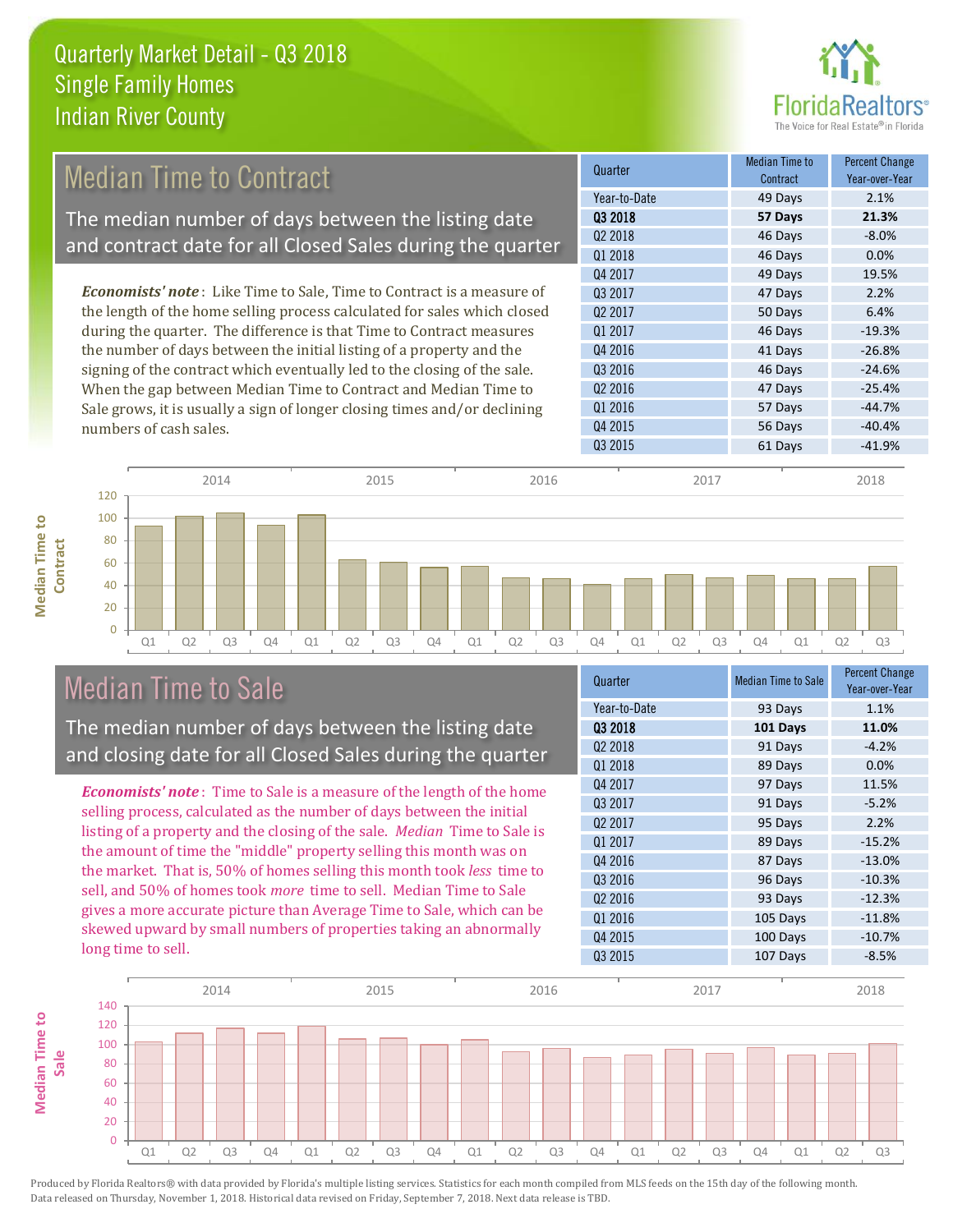# Quarterly Market Detail - Q3 2018
## Single Family Homes
## Indian River County

## Median Time to Contract

The median number of days between the listing date and contract date for all Closed Sales during the quarter

*Economists' note*: Like Time to Sale, Time to Contract is a measure of the length of the home selling process calculated for sales which closed during the quarter. The difference is that Time to Contract measures the number of days between the initial listing of a property and the signing of the contract which eventually led to the closing of the sale. When the gap between Median Time to Contract and Median Time to Sale grows, it is usually a sign of longer closing times and/or declining numbers of cash sales.

| Quarter | Median Time to Contract | Percent Change Year-over-Year |
|---|---|---|
| Year-to-Date | 49 Days | 2.1% |
| **Q3 2018** | **57 Days** | **21.3%** |
| Q2 2018 | 46 Days | -8.0% |
| Q1 2018 | 46 Days | 0.0% |
| Q4 2017 | 49 Days | 19.5% |
| Q3 2017 | 47 Days | 2.2% |
| Q2 2017 | 50 Days | 6.4% |
| Q1 2017 | 46 Days | -19.3% |
| Q4 2016 | 41 Days | -26.8% |
| Q3 2016 | 46 Days | -24.6% |
| Q2 2016 | 47 Days | -25.4% |
| Q1 2016 | 57 Days | -44.7% |
| Q4 2015 | 56 Days | -40.4% |
| Q3 2015 | 61 Days | -41.9% |

## Median Time to Sale

The median number of days between the listing date and closing date for all Closed Sales during the quarter

*Economists' note*: Time to Sale is a measure of the length of the home selling process, calculated as the number of days between the initial listing of a property and the closing of the sale. *Median* Time to Sale is the amount of time the "middle" property selling this month was on the market. That is, 50% of homes selling this month took *less* time to sell, and 50% of homes took *more* time to sell. Median Time to Sale gives a more accurate picture than Average Time to Sale, which can be skewed upward by small numbers of properties taking an abnormally long time to sell.

| Quarter | Median Time to Sale | Percent Change Year-over-Year |
|---|---|---|
| Year-to-Date | 93 Days | 1.1% |
| **Q3 2018** | **101 Days** | **11.0%** |
| Q2 2018 | 91 Days | -4.2% |
| Q1 2018 | 89 Days | 0.0% |
| Q4 2017 | 97 Days | 11.5% |
| Q3 2017 | 91 Days | -5.2% |
| Q2 2017 | 95 Days | 2.2% |
| Q1 2017 | 89 Days | -15.2% |
| Q4 2016 | 87 Days | -13.0% |
| Q3 2016 | 96 Days | -10.3% |
| Q2 2016 | 93 Days | -12.3% |
| Q1 2016 | 105 Days | -11.8% |
| Q4 2015 | 100 Days | -10.7% |
| Q3 2015 | 107 Days | -8.5% |

Produced by Florida Realtors® with data provided by Florida's multiple listing services. Statistics for each month compiled from MLS feeds on the 15th day of the following month. Data released on Thursday, November 1, 2018. Historical data revised on Friday, September 7, 2018. Next data release is TBD.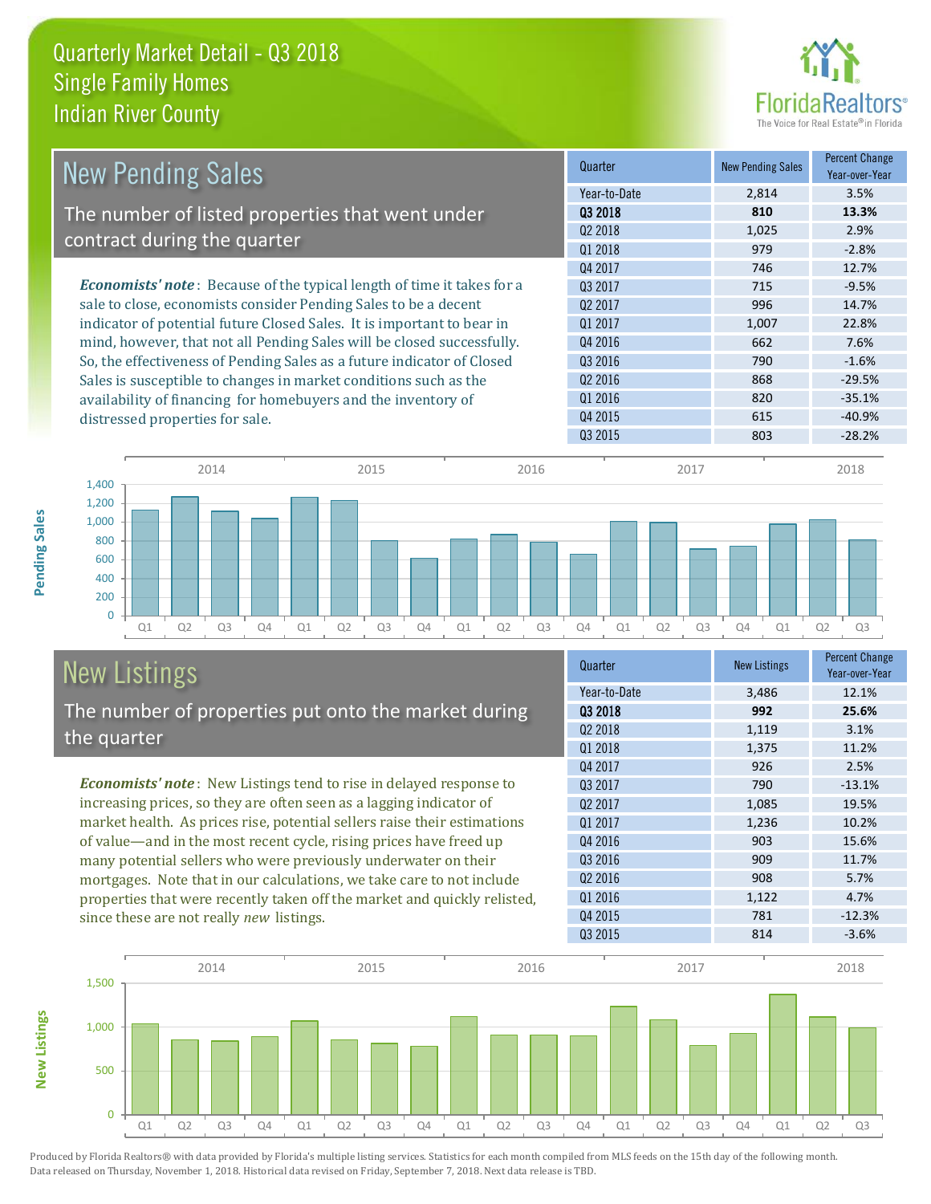# Quarterly Market Detail - Q3 2018
## Single Family Homes
## Indian River County

## New Pending Sales

The number of listed properties that went under contract during the quarter

*Economists' note*: Because of the typical length of time it takes for a sale to close, economists consider Pending Sales to be a decent indicator of potential future Closed Sales. It is important to bear in mind, however, that not all Pending Sales will be closed successfully. So, the effectiveness of Pending Sales as a future indicator of Closed Sales is susceptible to changes in market conditions such as the availability of financing for homebuyers and the inventory of distressed properties for sale.

| Quarter | New Pending Sales | Percent Change Year-over-Year |
|---|---|---|
| Year-to-Date | 2,814 | 3.5% |
| **Q3 2018** | **810** | **13.3%** |
| Q2 2018 | 1,025 | 2.9% |
| Q1 2018 | 979 | -2.8% |
| Q4 2017 | 746 | 12.7% |
| Q3 2017 | 715 | -9.5% |
| Q2 2017 | 996 | 14.7% |
| Q1 2017 | 1,007 | 22.8% |
| Q4 2016 | 662 | 7.6% |
| Q3 2016 | 790 | -1.6% |
| Q2 2016 | 868 | -29.5% |
| Q1 2016 | 820 | -35.1% |
| Q4 2015 | 615 | -40.9% |
| Q3 2015 | 803 | -28.2% |

## New Listings

The number of properties put onto the market during the quarter

*Economists' note*: New Listings tend to rise in delayed response to increasing prices, so they are often seen as a lagging indicator of market health. As prices rise, potential sellers raise their estimations of value—and in the most recent cycle, rising prices have freed up many potential sellers who were previously underwater on their mortgages. Note that in our calculations, we take care to not include properties that were recently taken off the market and quickly relisted, since these are not really *new* listings.

| Quarter | New Listings | Percent Change Year-over-Year |
|---|---|---|
| Year-to-Date | 3,486 | 12.1% |
| **Q3 2018** | **992** | **25.6%** |
| Q2 2018 | 1,119 | 3.1% |
| Q1 2018 | 1,375 | 11.2% |
| Q4 2017 | 926 | 2.5% |
| Q3 2017 | 790 | -13.1% |
| Q2 2017 | 1,085 | 19.5% |
| Q1 2017 | 1,236 | 10.2% |
| Q4 2016 | 903 | 15.6% |
| Q3 2016 | 909 | 11.7% |
| Q2 2016 | 908 | 5.7% |
| Q1 2016 | 1,122 | 4.7% |
| Q4 2015 | 781 | -12.3% |
| Q3 2015 | 814 | -3.6% |

Produced by Florida Realtors® with data provided by Florida's multiple listing services. Statistics for each month compiled from MLS feeds on the 15th day of the following month. Data released on Thursday, November 1, 2018. Historical data revised on Friday, September 7, 2018. Next data release is TBD.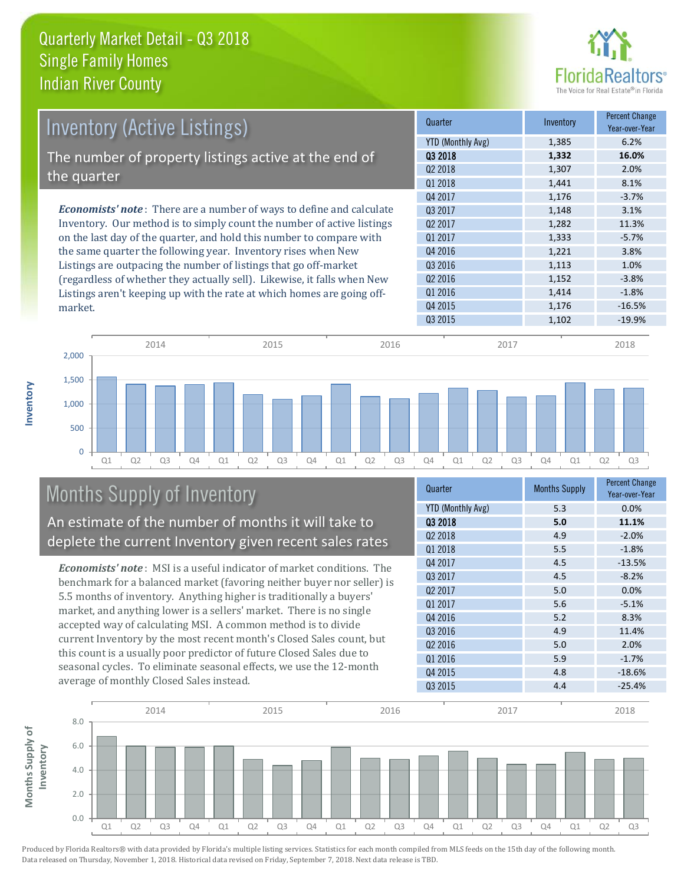# Quarterly Market Detail - Q3 2018
## Single Family Homes
## Indian River County

## Inventory (Active Listings)

The number of property listings active at the end of the quarter

***Economists' note***: There are a number of ways to define and calculate Inventory. Our method is to simply count the number of active listings on the last day of the quarter, and hold this number to compare with the same quarter the following year. Inventory rises when New Listings are outpacing the number of listings that go off-market (regardless of whether they actually sell). Likewise, it falls when New Listings aren't keeping up with the rate at which homes are going off-market.

| Quarter | Inventory | Percent Change Year-over-Year |
|---|---|---|
| YTD (Monthly Avg) | 1,385 | 6.2% |
| **Q3 2018** | **1,332** | **16.0%** |
| Q2 2018 | 1,307 | 2.0% |
| Q1 2018 | 1,441 | 8.1% |
| Q4 2017 | 1,176 | -3.7% |
| Q3 2017 | 1,148 | 3.1% |
| Q2 2017 | 1,282 | 11.3% |
| Q1 2017 | 1,333 | -5.7% |
| Q4 2016 | 1,221 | 3.8% |
| Q3 2016 | 1,113 | 1.0% |
| Q2 2016 | 1,152 | -3.8% |
| Q1 2016 | 1,414 | -1.8% |
| Q4 2015 | 1,176 | -16.5% |
| Q3 2015 | 1,102 | -19.9% |

## Months Supply of Inventory

An estimate of the number of months it will take to deplete the current Inventory given recent sales rates

***Economists' note***: MSI is a useful indicator of market conditions. The benchmark for a balanced market (favoring neither buyer nor seller) is 5.5 months of inventory. Anything higher is traditionally a buyers' market, and anything lower is a sellers' market. There is no single accepted way of calculating MSI. A common method is to divide current Inventory by the most recent month's Closed Sales count, but this count is a usually poor predictor of future Closed Sales due to seasonal cycles. To eliminate seasonal effects, we use the 12-month average of monthly Closed Sales instead.

| Quarter | Months Supply | Percent Change Year-over-Year |
|---|---|---|
| YTD (Monthly Avg) | 5.3 | 0.0% |
| **Q3 2018** | **5.0** | **11.1%** |
| Q2 2018 | 4.9 | -2.0% |
| Q1 2018 | 5.5 | -1.8% |
| Q4 2017 | 4.5 | -13.5% |
| Q3 2017 | 4.5 | -8.2% |
| Q2 2017 | 5.0 | 0.0% |
| Q1 2017 | 5.6 | -5.1% |
| Q4 2016 | 5.2 | 8.3% |
| Q3 2016 | 4.9 | 11.4% |
| Q2 2016 | 5.0 | 2.0% |
| Q1 2016 | 5.9 | -1.7% |
| Q4 2015 | 4.8 | -18.6% |
| Q3 2015 | 4.4 | -25.4% |

Produced by Florida Realtors® with data provided by Florida's multiple listing services. Statistics for each month compiled from MLS feeds on the 15th day of the following month. Data released on Thursday, November 1, 2018. Historical data revised on Friday, September 7, 2018. Next data release is TBD.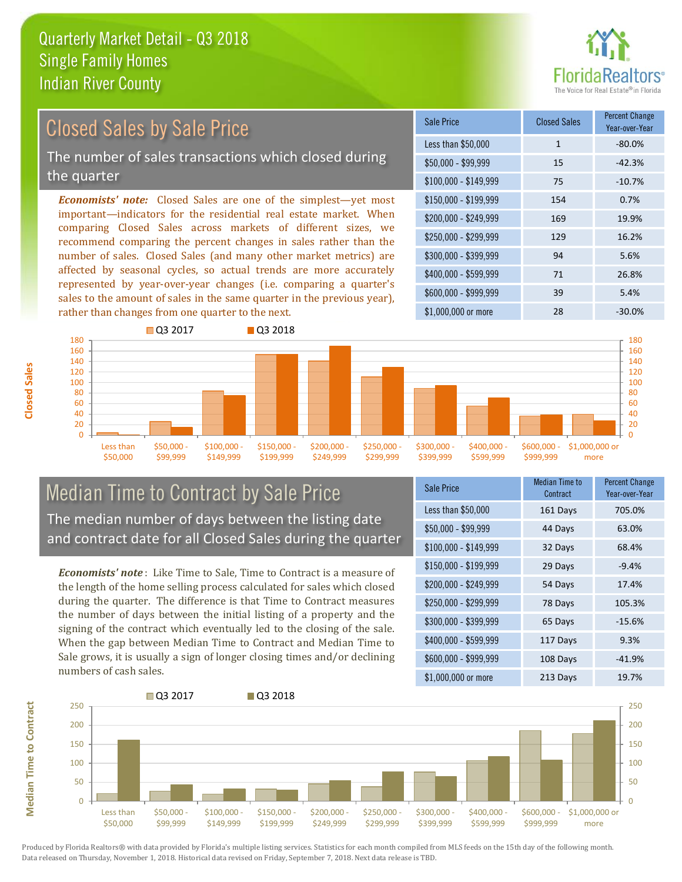# Quarterly Market Detail - Q3 2018
## Single Family Homes
## Indian River County

## Closed Sales by Sale Price

The number of sales transactions which closed during the quarter

***Economists' note:*** Closed Sales are one of the simplest—yet most important—indicators for the residential real estate market. When comparing Closed Sales across markets of different sizes, we recommend comparing the percent changes in sales rather than the number of sales. Closed Sales (and many other market metrics) are affected by seasonal cycles, so actual trends are more accurately represented by year-over-year changes (i.e. comparing a quarter's sales to the amount of sales in the same quarter in the previous year), rather than changes from one quarter to the next.

| Sale Price | Closed Sales | Percent Change Year-over-Year |
|---|---|---|
| Less than $50,000 | 1 | -80.0% |
| $50,000 - $99,999 | 15 | -42.3% |
| $100,000 - $149,999 | 75 | -10.7% |
| $150,000 - $199,999 | 154 | 0.7% |
| $200,000 - $249,999 | 169 | 19.9% |
| $250,000 - $299,999 | 129 | 16.2% |
| $300,000 - $399,999 | 94 | 5.6% |
| $400,000 - $599,999 | 71 | 26.8% |
| $600,000 - $999,999 | 39 | 5.4% |
| $1,000,000 or more | 28 | -30.0% |

## Median Time to Contract by Sale Price

The median number of days between the listing date and contract date for all Closed Sales during the quarter

***Economists' note*:** Like Time to Sale, Time to Contract is a measure of the length of the home selling process calculated for sales which closed during the quarter. The difference is that Time to Contract measures the number of days between the initial listing of a property and the signing of the contract which eventually led to the closing of the sale. When the gap between Median Time to Contract and Median Time to Sale grows, it is usually a sign of longer closing times and/or declining numbers of cash sales.

| Sale Price | Median Time to Contract | Percent Change Year-over-Year |
|---|---|---|
| Less than $50,000 | 161 Days | 705.0% |
| $50,000 - $99,999 | 44 Days | 63.0% |
| $100,000 - $149,999 | 32 Days | 68.4% |
| $150,000 - $199,999 | 29 Days | -9.4% |
| $200,000 - $249,999 | 54 Days | 17.4% |
| $250,000 - $299,999 | 78 Days | 105.3% |
| $300,000 - $399,999 | 65 Days | -15.6% |
| $400,000 - $599,999 | 117 Days | 9.3% |
| $600,000 - $999,999 | 108 Days | -41.9% |
| $1,000,000 or more | 213 Days | 19.7% |

Produced by Florida Realtors® with data provided by Florida's multiple listing services. Statistics for each month compiled from MLS feeds on the 15th day of the following month. Data released on Thursday, November 1, 2018. Historical data revised on Friday, September 7, 2018. Next data release is TBD.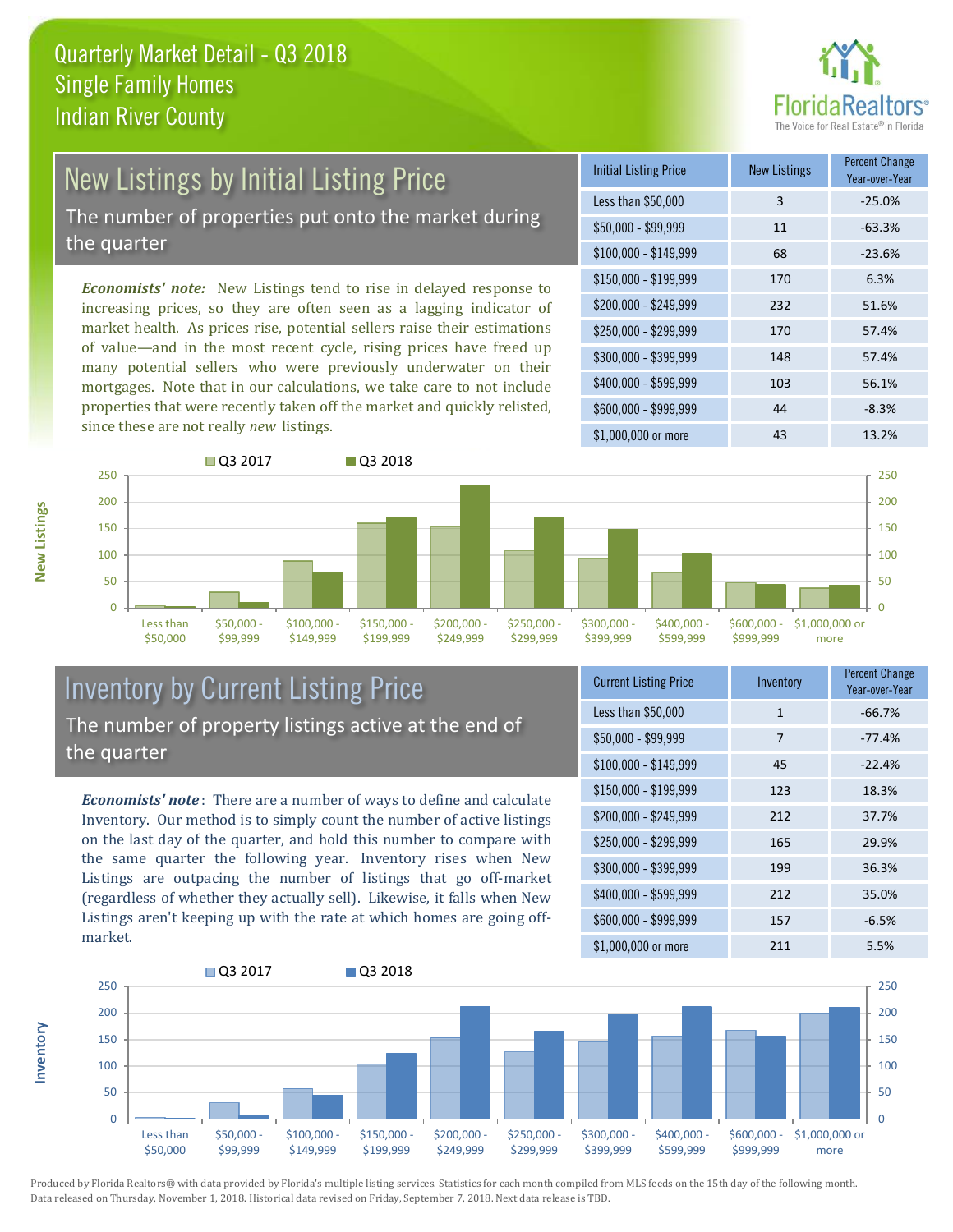# Quarterly Market Detail - Q3 2018
## Single Family Homes
## Indian River County

## New Listings by Initial Listing Price

The number of properties put onto the market during the quarter

*Economists' note:* New Listings tend to rise in delayed response to increasing prices, so they are often seen as a lagging indicator of market health. As prices rise, potential sellers raise their estimations of value—and in the most recent cycle, rising prices have freed up many potential sellers who were previously underwater on their mortgages. Note that in our calculations, we take care to not include properties that were recently taken off the market and quickly relisted, since these are not really *new* listings.

| Initial Listing Price | New Listings | Percent Change Year-over-Year |
|---|---|---|
| Less than $50,000 | 3 | -25.0% |
| $50,000 - $99,999 | 11 | -63.3% |
| $100,000 - $149,999 | 68 | -23.6% |
| $150,000 - $199,999 | 170 | 6.3% |
| $200,000 - $249,999 | 232 | 51.6% |
| $250,000 - $299,999 | 170 | 57.4% |
| $300,000 - $399,999 | 148 | 57.4% |
| $400,000 - $599,999 | 103 | 56.1% |
| $600,000 - $999,999 | 44 | -8.3% |
| $1,000,000 or more | 43 | 13.2% |

## Inventory by Current Listing Price

The number of property listings active at the end of the quarter

*Economists' note*: There are a number of ways to define and calculate Inventory. Our method is to simply count the number of active listings on the last day of the quarter, and hold this number to compare with the same quarter the following year. Inventory rises when New Listings are outpacing the number of listings that go off-market (regardless of whether they actually sell). Likewise, it falls when New Listings aren't keeping up with the rate at which homes are going off-market.

| Current Listing Price | Inventory | Percent Change Year-over-Year |
|---|---|---|
| Less than $50,000 | 1 | -66.7% |
| $50,000 - $99,999 | 7 | -77.4% |
| $100,000 - $149,999 | 45 | -22.4% |
| $150,000 - $199,999 | 123 | 18.3% |
| $200,000 - $249,999 | 212 | 37.7% |
| $250,000 - $299,999 | 165 | 29.9% |
| $300,000 - $399,999 | 199 | 36.3% |
| $400,000 - $599,999 | 212 | 35.0% |
| $600,000 - $999,999 | 157 | -6.5% |
| $1,000,000 or more | 211 | 5.5% |

Produced by Florida Realtors® with data provided by Florida's multiple listing services. Statistics for each month compiled from MLS feeds on the 15th day of the following month. Data released on Thursday, November 1, 2018. Historical data revised on Friday, September 7, 2018. Next data release is TBD.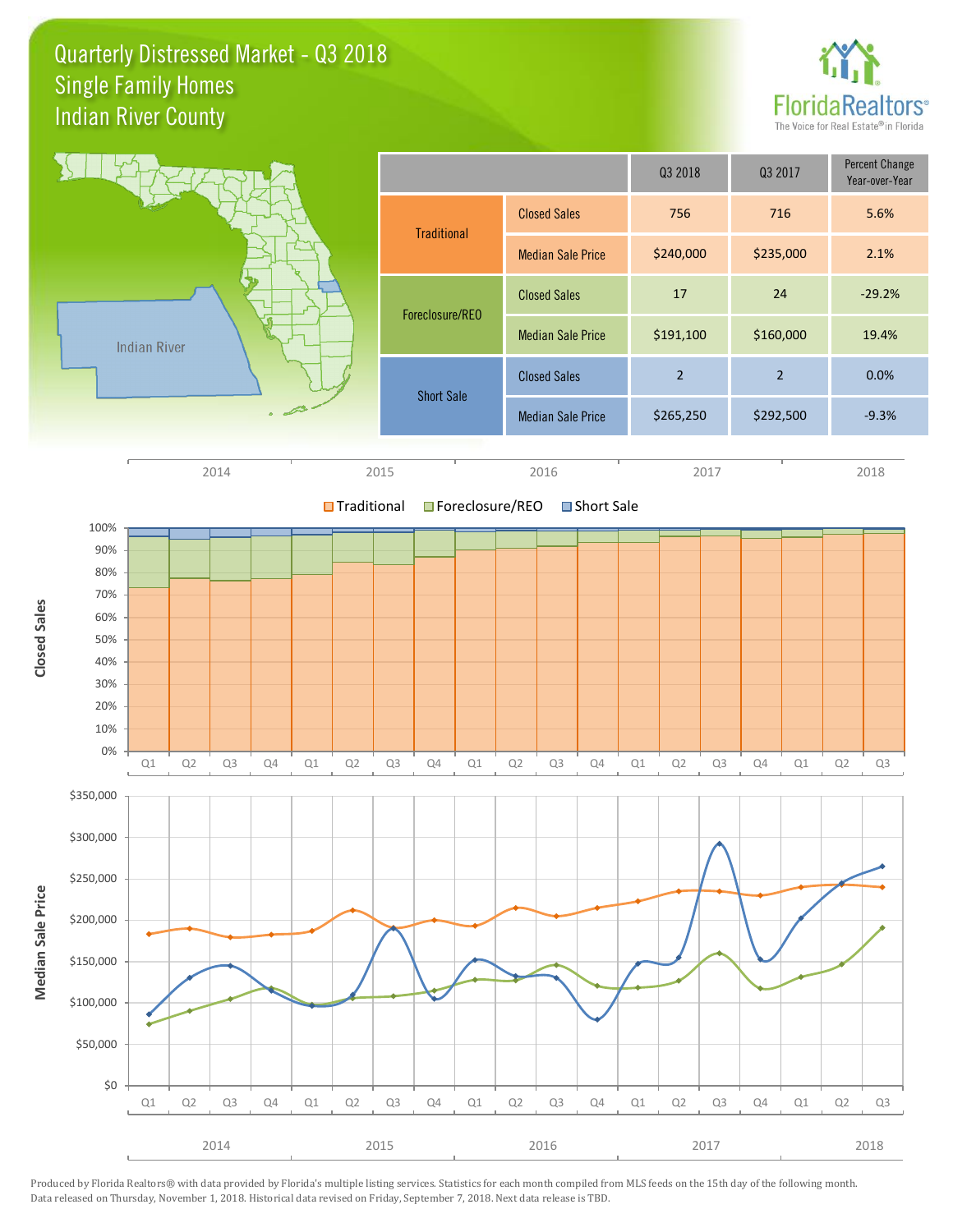# Quarterly Distressed Market - Q3 2018
## Single Family Homes
## Indian River County

FloridaRealtors
The Voice for Real Estate® in Florida

Indian River

| | | Q3 2018 | Q3 2017 | Percent Change Year-over-Year |
|---|---|---|---|---|
| Traditional | Closed Sales | 756 | 716 | 5.6% |
| | Median Sale Price | $240,000 | $235,000 | 2.1% |
| Foreclosure/REO | Closed Sales | 17 | 24 | -29.2% |
| | Median Sale Price | $191,100 | $160,000 | 19.4% |
| Short Sale | Closed Sales | 2 | 2 | 0.0% |
| | Median Sale Price | $265,250 | $292,500 | -9.3% |

2014 2015 2016 2017 2018

Traditional Foreclosure/REO Short Sale

Closed Sales

100% 90% 80% 70% 60% 50% 40% 30% 20% 10% 0%

Q1 Q2 Q3 Q4 Q1 Q2 Q3 Q4 Q1 Q2 Q3 Q4 Q1 Q2 Q3 Q4 Q1 Q2 Q3

Median Sale Price

$350,000 $300,000 $250,000 $200,000 $150,000 $100,000 $50,000 $0

Q1 Q2 Q3 Q4 Q1 Q2 Q3 Q4 Q1 Q2 Q3 Q4 Q1 Q2 Q3 Q4 Q1 Q2 Q3

2014 2015 2016 2017 2018

Produced by Florida Realtors® with data provided by Florida's multiple listing services. Statistics for each month compiled from MLS feeds on the 15th day of the following month. Data released on Thursday, November 1, 2018. Historical data revised on Friday, September 7, 2018. Next data release is TBD.